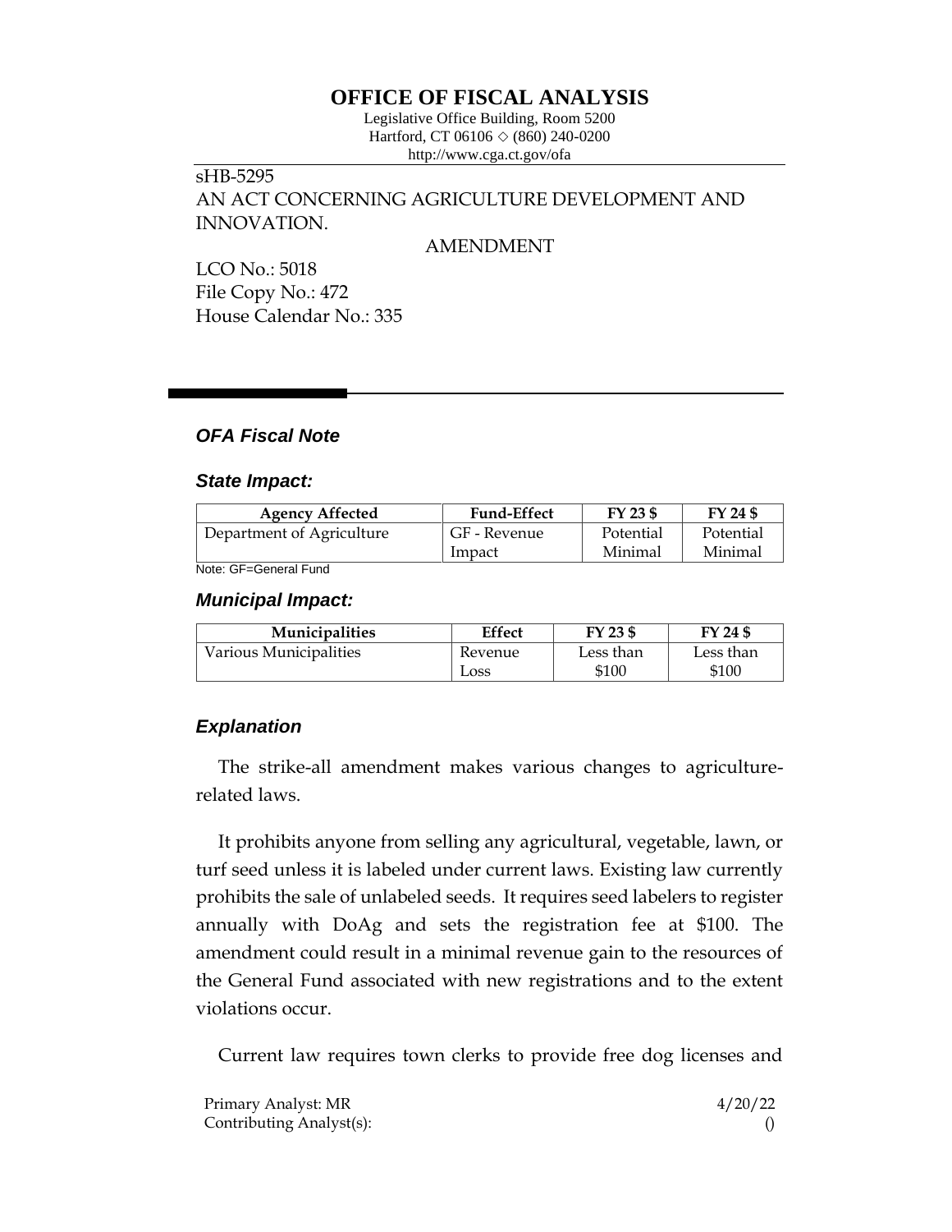# OFFICE OF FISCAL ANALYSIS

Legislative Office Building, Room 5200
Hartford, CT 06106 ◇ (860) 240-0200
http://www.cga.ct.gov/ofa

sHB-5295
AN ACT CONCERNING AGRICULTURE DEVELOPMENT AND INNOVATION.

AMENDMENT

LCO No.: 5018
File Copy No.: 472
House Calendar No.: 335

## *OFA Fiscal Note*

### *State Impact:*

| Agency Affected | Fund-Effect | FY 23 $ | FY 24 $ |
|---|---|---|---|
| Department of Agriculture | GF - Revenue Impact | Potential Minimal | Potential Minimal |

Note: GF=General Fund

### *Municipal Impact:*

| Municipalities | Effect | FY 23 $ | FY 24 $ |
|---|---|---|---|
| Various Municipalities | Revenue Loss | Less than $100 | Less than $100 |

### *Explanation*

The strike-all amendment makes various changes to agriculture-related laws.

It prohibits anyone from selling any agricultural, vegetable, lawn, or turf seed unless it is labeled under current laws. Existing law currently prohibits the sale of unlabeled seeds. It requires seed labelers to register annually with DoAg and sets the registration fee at $100. The amendment could result in a minimal revenue gain to the resources of the General Fund associated with new registrations and to the extent violations occur.

Current law requires town clerks to provide free dog licenses and

Primary Analyst: MR 4/20/22
Contributing Analyst(s): ()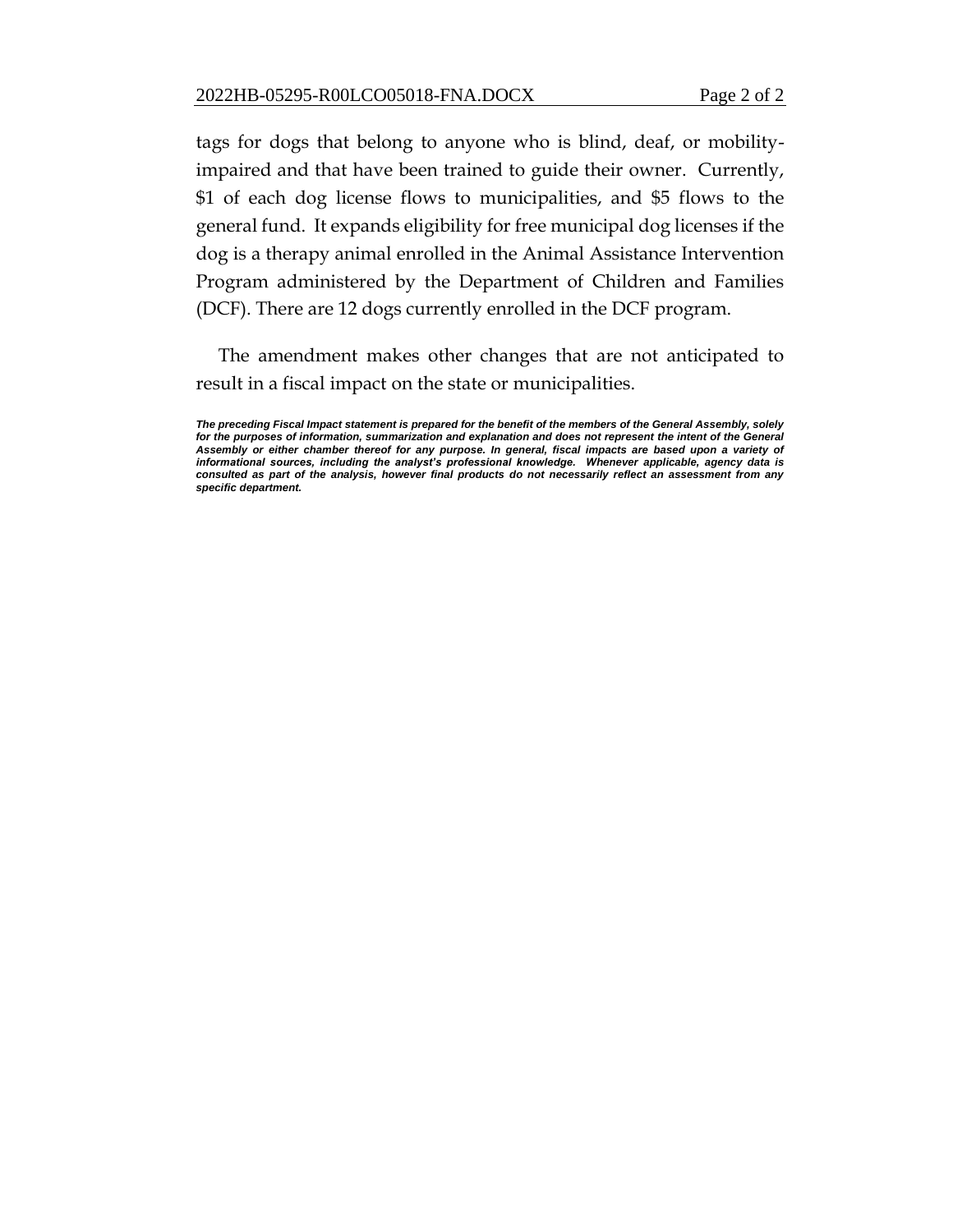tags for dogs that belong to anyone who is blind, deaf, or mobility-impaired and that have been trained to guide their owner. Currently, $1 of each dog license flows to municipalities, and $5 flows to the general fund. It expands eligibility for free municipal dog licenses if the dog is a therapy animal enrolled in the Animal Assistance Intervention Program administered by the Department of Children and Families (DCF). There are 12 dogs currently enrolled in the DCF program.

The amendment makes other changes that are not anticipated to result in a fiscal impact on the state or municipalities.

***The preceding Fiscal Impact statement is prepared for the benefit of the members of the General Assembly, solely for the purposes of information, summarization and explanation and does not represent the intent of the General Assembly or either chamber thereof for any purpose. In general, fiscal impacts are based upon a variety of informational sources, including the analyst's professional knowledge. Whenever applicable, agency data is consulted as part of the analysis, however final products do not necessarily reflect an assessment from any specific department.***